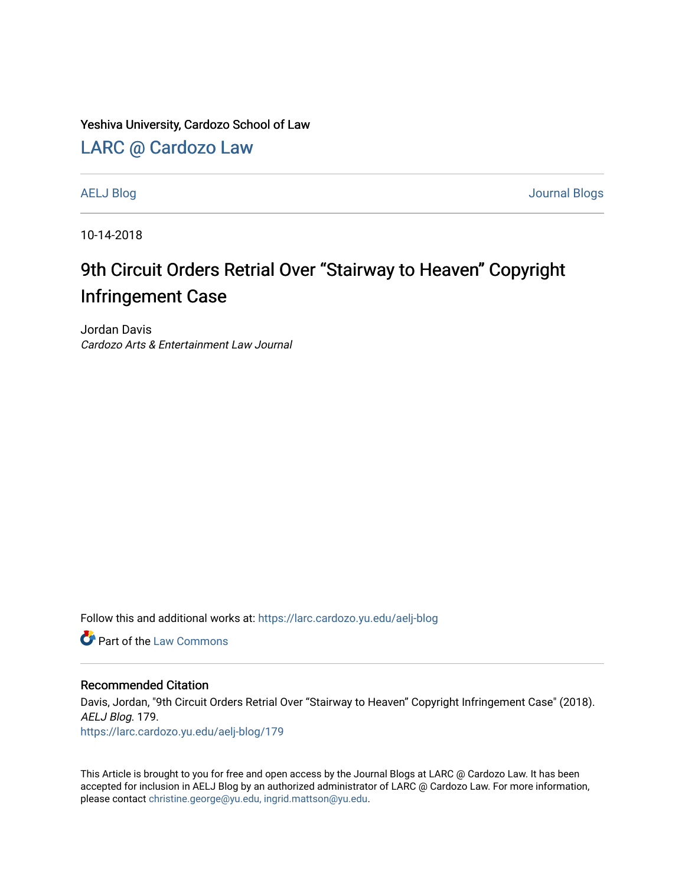Yeshiva University, Cardozo School of Law

LARC @ Cardozo Law

AELJ Blog | Journal Blogs

10-14-2018

# 9th Circuit Orders Retrial Over “Stairway to Heaven” Copyright Infringement Case

Jordan Davis
*Cardozo Arts & Entertainment Law Journal*

Follow this and additional works at: https://larc.cardozo.yu.edu/aelj-blog

Part of the Law Commons

## Recommended Citation

Davis, Jordan, "9th Circuit Orders Retrial Over “Stairway to Heaven” Copyright Infringement Case" (2018). *AELJ Blog*. 179.
https://larc.cardozo.yu.edu/aelj-blog/179

This Article is brought to you for free and open access by the Journal Blogs at LARC @ Cardozo Law. It has been accepted for inclusion in AELJ Blog by an authorized administrator of LARC @ Cardozo Law. For more information, please contact christine.george@yu.edu, ingrid.mattson@yu.edu.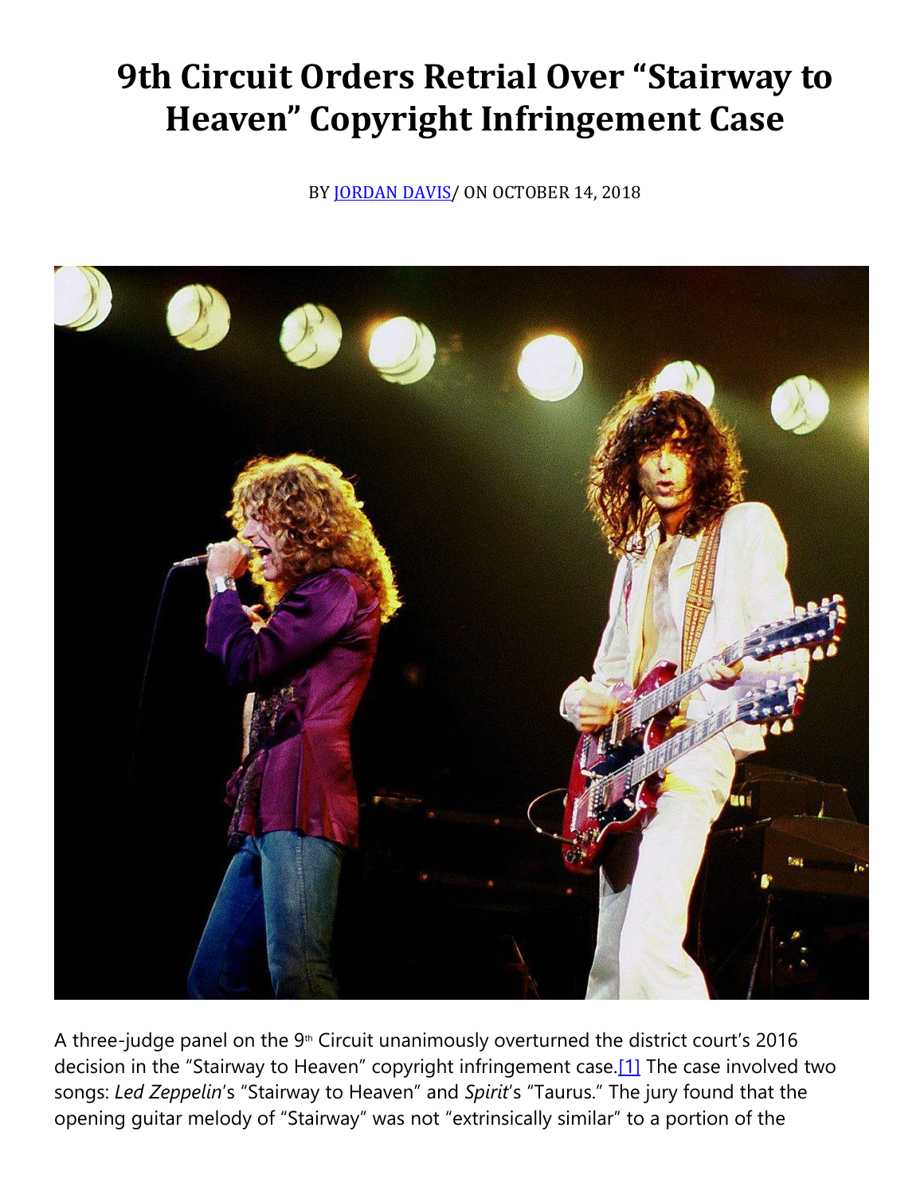# 9th Circuit Orders Retrial Over "Stairway to Heaven" Copyright Infringement Case

BY JORDAN DAVIS/ ON OCTOBER 14, 2018

A three-judge panel on the 9th Circuit unanimously overturned the district court's 2016 decision in the "Stairway to Heaven" copyright infringement case.[1] The case involved two songs: *Led Zeppelin*'s "Stairway to Heaven" and *Spirit*'s "Taurus." The jury found that the opening guitar melody of "Stairway" was not "extrinsically similar" to a portion of the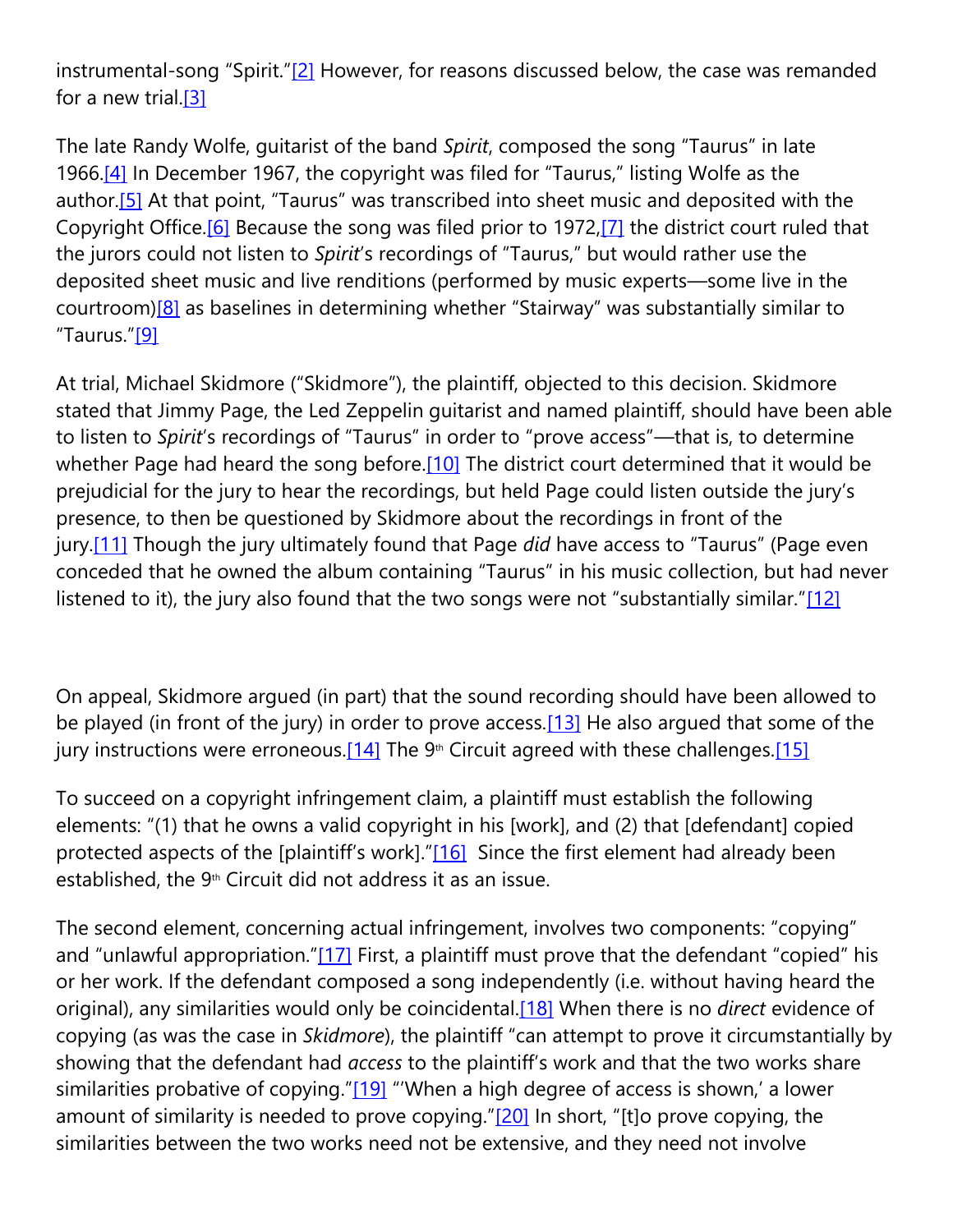instrumental-song "Spirit."[2] However, for reasons discussed below, the case was remanded for a new trial.[3]

The late Randy Wolfe, guitarist of the band *Spirit*, composed the song "Taurus" in late 1966.[4] In December 1967, the copyright was filed for "Taurus," listing Wolfe as the author.[5] At that point, "Taurus" was transcribed into sheet music and deposited with the Copyright Office.[6] Because the song was filed prior to 1972,[7] the district court ruled that the jurors could not listen to *Spirit*'s recordings of "Taurus," but would rather use the deposited sheet music and live renditions (performed by music experts—some live in the courtroom)[8] as baselines in determining whether "Stairway" was substantially similar to "Taurus."[9]

At trial, Michael Skidmore ("Skidmore"), the plaintiff, objected to this decision. Skidmore stated that Jimmy Page, the Led Zeppelin guitarist and named plaintiff, should have been able to listen to *Spirit*'s recordings of "Taurus" in order to "prove access"—that is, to determine whether Page had heard the song before.[10] The district court determined that it would be prejudicial for the jury to hear the recordings, but held Page could listen outside the jury's presence, to then be questioned by Skidmore about the recordings in front of the jury.[11] Though the jury ultimately found that Page *did* have access to "Taurus" (Page even conceded that he owned the album containing "Taurus" in his music collection, but had never listened to it), the jury also found that the two songs were not "substantially similar."[12]

On appeal, Skidmore argued (in part) that the sound recording should have been allowed to be played (in front of the jury) in order to prove access.[13] He also argued that some of the jury instructions were erroneous.[14] The 9th Circuit agreed with these challenges.[15]

To succeed on a copyright infringement claim, a plaintiff must establish the following elements: "(1) that he owns a valid copyright in his [work], and (2) that [defendant] copied protected aspects of the [plaintiff's work]."[16] Since the first element had already been established, the 9th Circuit did not address it as an issue.

The second element, concerning actual infringement, involves two components: "copying" and "unlawful appropriation."[17] First, a plaintiff must prove that the defendant "copied" his or her work. If the defendant composed a song independently (i.e. without having heard the original), any similarities would only be coincidental.[18] When there is no *direct* evidence of copying (as was the case in *Skidmore*), the plaintiff "can attempt to prove it circumstantially by showing that the defendant had *access* to the plaintiff's work and that the two works share similarities probative of copying."[19] "'When a high degree of access is shown,' a lower amount of similarity is needed to prove copying."[20] In short, "[t]o prove copying, the similarities between the two works need not be extensive, and they need not involve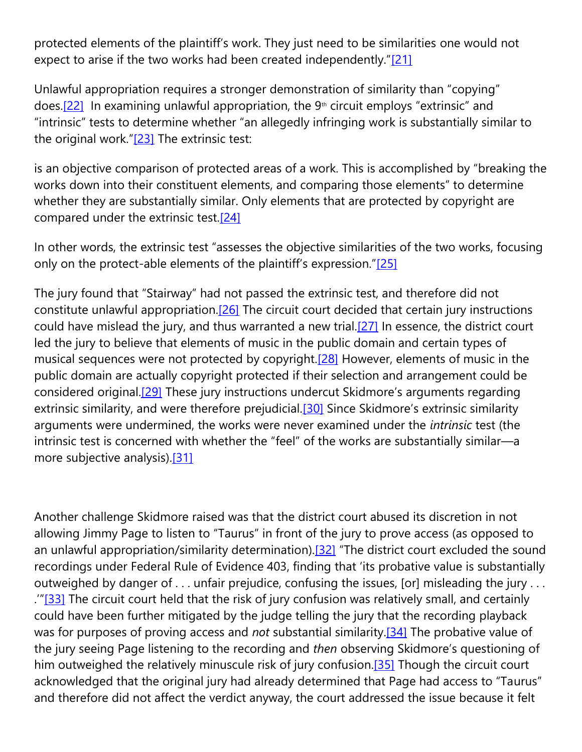protected elements of the plaintiff's work. They just need to be similarities one would not expect to arise if the two works had been created independently."[21]

Unlawful appropriation requires a stronger demonstration of similarity than "copying" does.[22] In examining unlawful appropriation, the 9th circuit employs "extrinsic" and "intrinsic" tests to determine whether "an allegedly infringing work is substantially similar to the original work."[23] The extrinsic test:

is an objective comparison of protected areas of a work. This is accomplished by "breaking the works down into their constituent elements, and comparing those elements" to determine whether they are substantially similar. Only elements that are protected by copyright are compared under the extrinsic test.[24]

In other words, the extrinsic test "assesses the objective similarities of the two works, focusing only on the protect-able elements of the plaintiff's expression."[25]

The jury found that "Stairway" had not passed the extrinsic test, and therefore did not constitute unlawful appropriation.[26] The circuit court decided that certain jury instructions could have mislead the jury, and thus warranted a new trial.[27] In essence, the district court led the jury to believe that elements of music in the public domain and certain types of musical sequences were not protected by copyright.[28] However, elements of music in the public domain are actually copyright protected if their selection and arrangement could be considered original.[29] These jury instructions undercut Skidmore's arguments regarding extrinsic similarity, and were therefore prejudicial.[30] Since Skidmore's extrinsic similarity arguments were undermined, the works were never examined under the *intrinsic* test (the intrinsic test is concerned with whether the "feel" of the works are substantially similar—a more subjective analysis).[31]

Another challenge Skidmore raised was that the district court abused its discretion in not allowing Jimmy Page to listen to "Taurus" in front of the jury to prove access (as opposed to an unlawful appropriation/similarity determination).[32] "The district court excluded the sound recordings under Federal Rule of Evidence 403, finding that 'its probative value is substantially outweighed by danger of . . . unfair prejudice, confusing the issues, [or] misleading the jury . . . .'"[33] The circuit court held that the risk of jury confusion was relatively small, and certainly could have been further mitigated by the judge telling the jury that the recording playback was for purposes of proving access and *not* substantial similarity.[34] The probative value of the jury seeing Page listening to the recording and *then* observing Skidmore's questioning of him outweighed the relatively minuscule risk of jury confusion.[35] Though the circuit court acknowledged that the original jury had already determined that Page had access to "Taurus" and therefore did not affect the verdict anyway, the court addressed the issue because it felt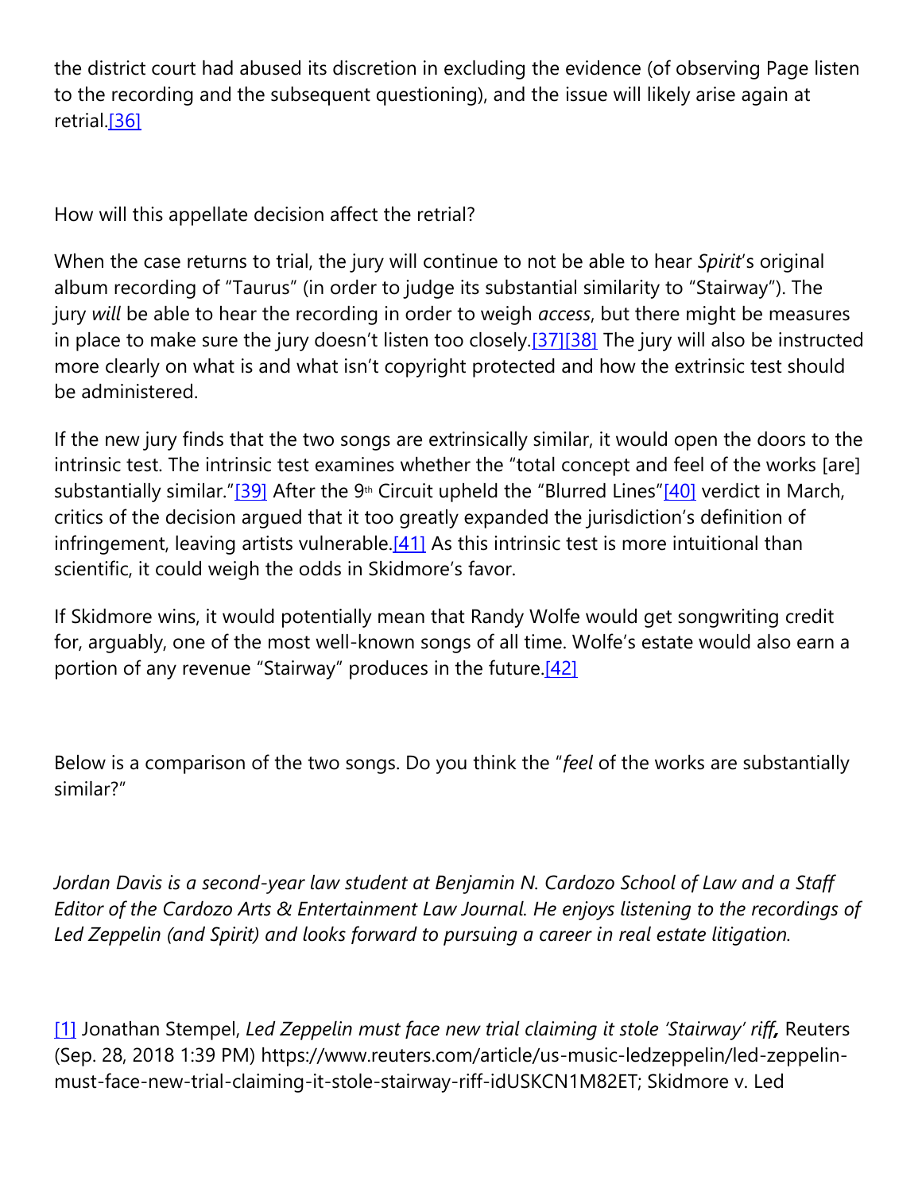the district court had abused its discretion in excluding the evidence (of observing Page listen to the recording and the subsequent questioning), and the issue will likely arise again at retrial.[36]

How will this appellate decision affect the retrial?

When the case returns to trial, the jury will continue to not be able to hear *Spirit*'s original album recording of "Taurus" (in order to judge its substantial similarity to "Stairway"). The jury *will* be able to hear the recording in order to weigh *access*, but there might be measures in place to make sure the jury doesn't listen too closely.[37][38] The jury will also be instructed more clearly on what is and what isn't copyright protected and how the extrinsic test should be administered.

If the new jury finds that the two songs are extrinsically similar, it would open the doors to the intrinsic test. The intrinsic test examines whether the "total concept and feel of the works [are] substantially similar."[39] After the 9th Circuit upheld the "Blurred Lines"[40] verdict in March, critics of the decision argued that it too greatly expanded the jurisdiction's definition of infringement, leaving artists vulnerable.[41] As this intrinsic test is more intuitional than scientific, it could weigh the odds in Skidmore's favor.

If Skidmore wins, it would potentially mean that Randy Wolfe would get songwriting credit for, arguably, one of the most well-known songs of all time. Wolfe's estate would also earn a portion of any revenue "Stairway" produces in the future.[42]

Below is a comparison of the two songs. Do you think the "*feel* of the works are substantially similar?"

*Jordan Davis is a second-year law student at Benjamin N. Cardozo School of Law and a Staff Editor of the Cardozo Arts & Entertainment Law Journal. He enjoys listening to the recordings of Led Zeppelin (and Spirit) and looks forward to pursuing a career in real estate litigation.*

[1] Jonathan Stempel, *Led Zeppelin must face new trial claiming it stole 'Stairway' riff***,** Reuters (Sep. 28, 2018 1:39 PM) https://www.reuters.com/article/us-music-ledzeppelin/led-zeppelin-must-face-new-trial-claiming-it-stole-stairway-riff-idUSKCN1M82ET; Skidmore v. Led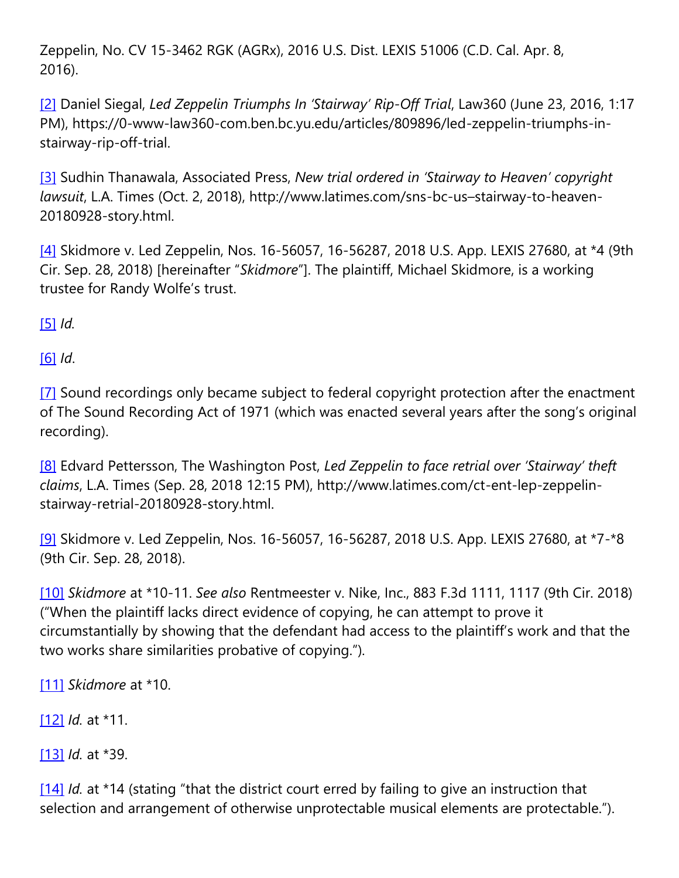Zeppelin, No. CV 15-3462 RGK (AGRx), 2016 U.S. Dist. LEXIS 51006 (C.D. Cal. Apr. 8, 2016).

[2] Daniel Siegal, *Led Zeppelin Triumphs In 'Stairway' Rip-Off Trial*, Law360 (June 23, 2016, 1:17 PM), https://0-www-law360-com.ben.bc.yu.edu/articles/809896/led-zeppelin-triumphs-in-stairway-rip-off-trial.

[3] Sudhin Thanawala, Associated Press, *New trial ordered in 'Stairway to Heaven' copyright lawsuit*, L.A. Times (Oct. 2, 2018), http://www.latimes.com/sns-bc-us–stairway-to-heaven-20180928-story.html.

[4] Skidmore v. Led Zeppelin, Nos. 16-56057, 16-56287, 2018 U.S. App. LEXIS 27680, at *4 (9th Cir. Sep. 28, 2018) [hereinafter "*Skidmore*"]. The plaintiff, Michael Skidmore, is a working trustee for Randy Wolfe's trust.

[5] *Id.*

[6] *Id*.

[7] Sound recordings only became subject to federal copyright protection after the enactment of The Sound Recording Act of 1971 (which was enacted several years after the song's original recording).

[8] Edvard Pettersson, The Washington Post, *Led Zeppelin to face retrial over 'Stairway' theft claims*, L.A. Times (Sep. 28, 2018 12:15 PM), http://www.latimes.com/ct-ent-lep-zeppelin-stairway-retrial-20180928-story.html.

[9] Skidmore v. Led Zeppelin, Nos. 16-56057, 16-56287, 2018 U.S. App. LEXIS 27680, at *7-*8 (9th Cir. Sep. 28, 2018).

[10] *Skidmore* at *10-11. *See also* Rentmeester v. Nike, Inc., 883 F.3d 1111, 1117 (9th Cir. 2018) ("When the plaintiff lacks direct evidence of copying, he can attempt to prove it circumstantially by showing that the defendant had access to the plaintiff's work and that the two works share similarities probative of copying.").

[11] *Skidmore* at *10.

[12] *Id.* at *11.

[13] *Id.* at *39.

[14] *Id.* at *14 (stating "that the district court erred by failing to give an instruction that selection and arrangement of otherwise unprotectable musical elements are protectable.").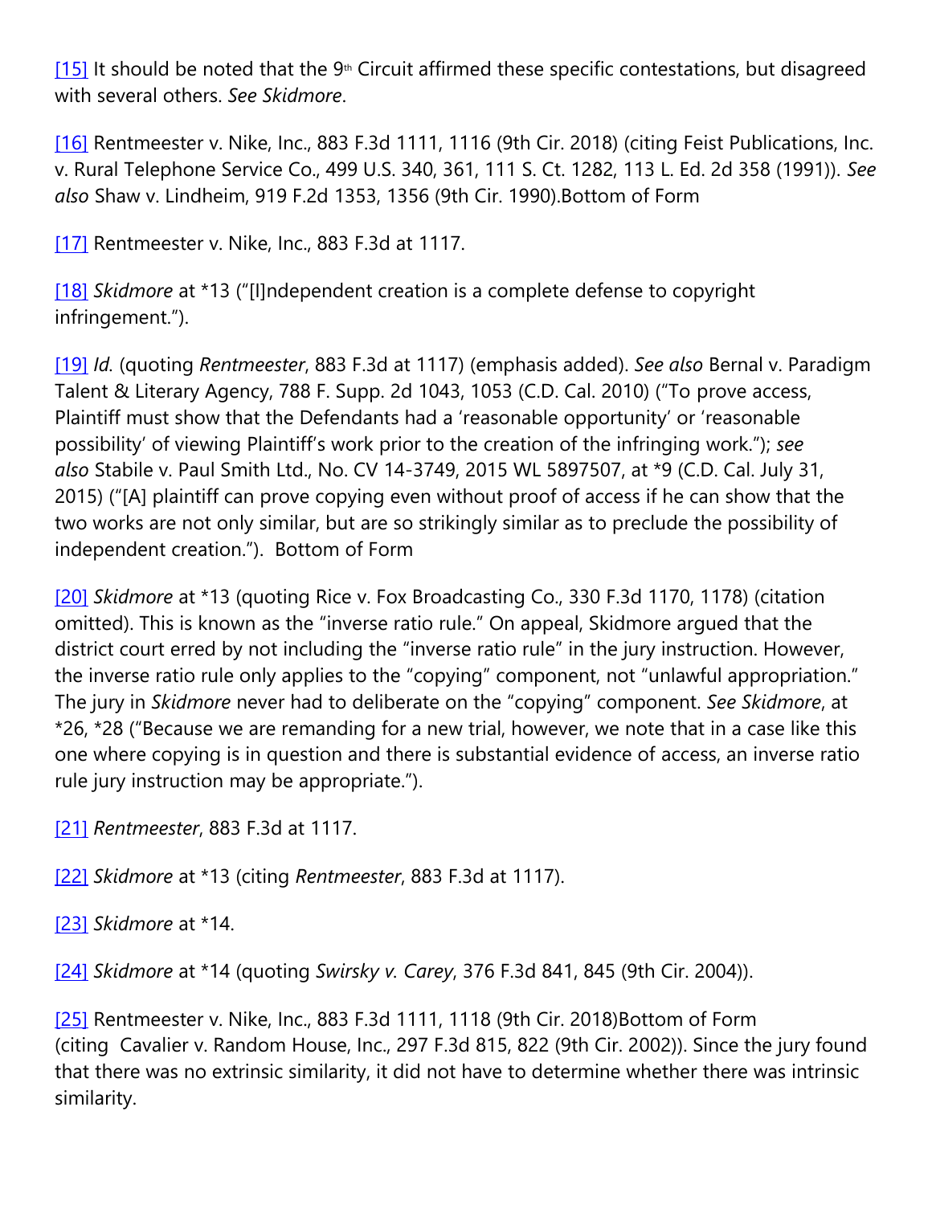[15] It should be noted that the 9th Circuit affirmed these specific contestations, but disagreed with several others. *See Skidmore*.

[16] Rentmeester v. Nike, Inc., 883 F.3d 1111, 1116 (9th Cir. 2018) (citing Feist Publications, Inc. v. Rural Telephone Service Co., 499 U.S. 340, 361, 111 S. Ct. 1282, 113 L. Ed. 2d 358 (1991)). *See also* Shaw v. Lindheim, 919 F.2d 1353, 1356 (9th Cir. 1990).Bottom of Form

[17] Rentmeester v. Nike, Inc., 883 F.3d at 1117.

[18] *Skidmore* at *13 ("[I]ndependent creation is a complete defense to copyright infringement.").

[19] *Id.* (quoting *Rentmeester*, 883 F.3d at 1117) (emphasis added). *See also* Bernal v. Paradigm Talent & Literary Agency, 788 F. Supp. 2d 1043, 1053 (C.D. Cal. 2010) ("To prove access, Plaintiff must show that the Defendants had a 'reasonable opportunity' or 'reasonable possibility' of viewing Plaintiff's work prior to the creation of the infringing work."); *see also* Stabile v. Paul Smith Ltd., No. CV 14-3749, 2015 WL 5897507, at *9 (C.D. Cal. July 31, 2015) ("[A] plaintiff can prove copying even without proof of access if he can show that the two works are not only similar, but are so strikingly similar as to preclude the possibility of independent creation."). Bottom of Form

[20] *Skidmore* at *13 (quoting Rice v. Fox Broadcasting Co., 330 F.3d 1170, 1178) (citation omitted). This is known as the "inverse ratio rule." On appeal, Skidmore argued that the district court erred by not including the "inverse ratio rule" in the jury instruction. However, the inverse ratio rule only applies to the "copying" component, not "unlawful appropriation." The jury in *Skidmore* never had to deliberate on the "copying" component. *See Skidmore*, at *26, *28 ("Because we are remanding for a new trial, however, we note that in a case like this one where copying is in question and there is substantial evidence of access, an inverse ratio rule jury instruction may be appropriate.").

[21] *Rentmeester*, 883 F.3d at 1117.

[22] *Skidmore* at *13 (citing *Rentmeester*, 883 F.3d at 1117).

[23] *Skidmore* at *14.

[24] *Skidmore* at *14 (quoting *Swirsky v. Carey*, 376 F.3d 841, 845 (9th Cir. 2004)).

[25] Rentmeester v. Nike, Inc., 883 F.3d 1111, 1118 (9th Cir. 2018)Bottom of Form (citing Cavalier v. Random House, Inc., 297 F.3d 815, 822 (9th Cir. 2002)). Since the jury found that there was no extrinsic similarity, it did not have to determine whether there was intrinsic similarity.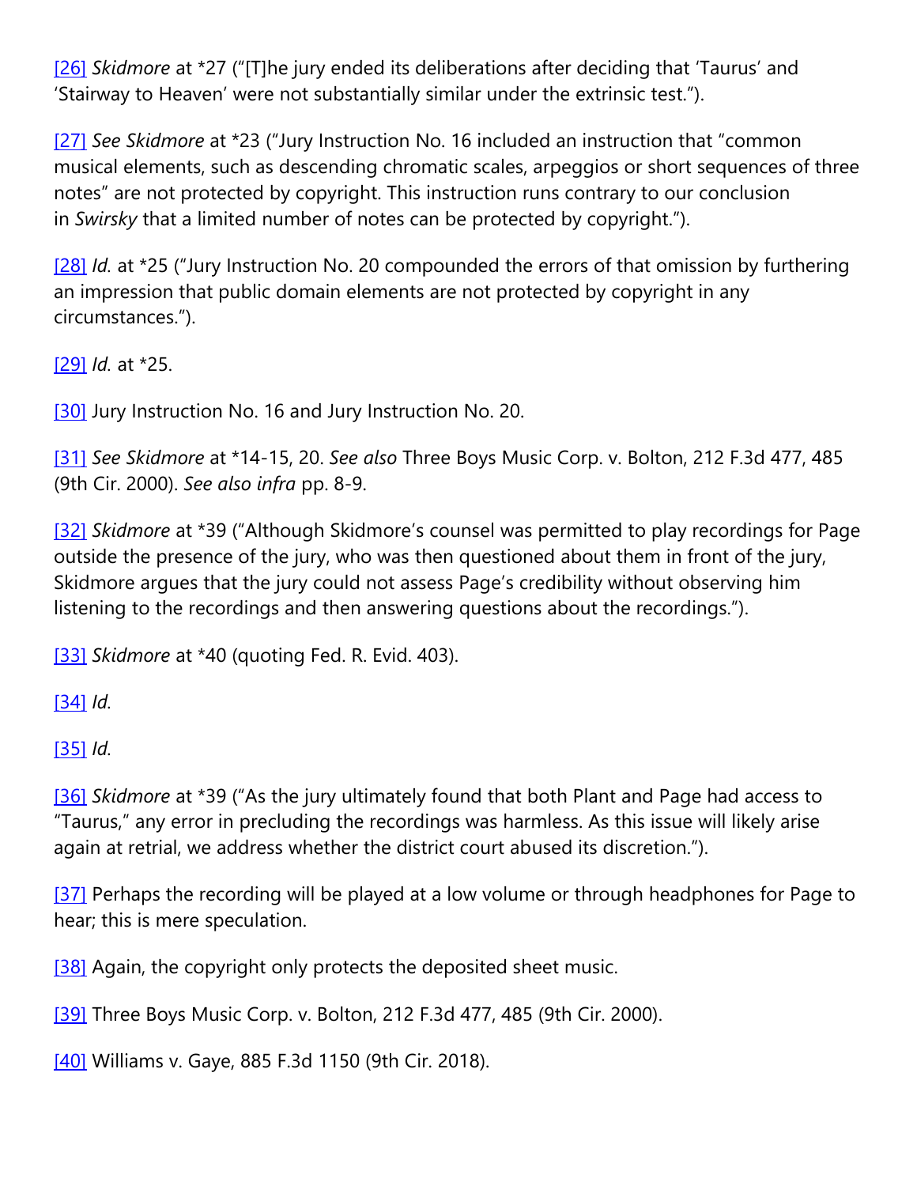[26] *Skidmore* at *27 ("[T]he jury ended its deliberations after deciding that 'Taurus' and 'Stairway to Heaven' were not substantially similar under the extrinsic test.").

[27] *See Skidmore* at *23 ("Jury Instruction No. 16 included an instruction that "common musical elements, such as descending chromatic scales, arpeggios or short sequences of three notes" are not protected by copyright. This instruction runs contrary to our conclusion in *Swirsky* that a limited number of notes can be protected by copyright.").

[28] *Id.* at *25 ("Jury Instruction No. 20 compounded the errors of that omission by furthering an impression that public domain elements are not protected by copyright in any circumstances.").

[29] *Id.* at *25.

[30] Jury Instruction No. 16 and Jury Instruction No. 20.

[31] *See Skidmore* at *14-15, 20. *See also* Three Boys Music Corp. v. Bolton, 212 F.3d 477, 485 (9th Cir. 2000). *See also infra* pp. 8-9.

[32] *Skidmore* at *39 ("Although Skidmore's counsel was permitted to play recordings for Page outside the presence of the jury, who was then questioned about them in front of the jury, Skidmore argues that the jury could not assess Page's credibility without observing him listening to the recordings and then answering questions about the recordings.").

[33] *Skidmore* at *40 (quoting Fed. R. Evid. 403).

[34] *Id.*

[35] *Id.*

[36] *Skidmore* at *39 ("As the jury ultimately found that both Plant and Page had access to "Taurus," any error in precluding the recordings was harmless. As this issue will likely arise again at retrial, we address whether the district court abused its discretion.").

[37] Perhaps the recording will be played at a low volume or through headphones for Page to hear; this is mere speculation.

[38] Again, the copyright only protects the deposited sheet music.

[39] Three Boys Music Corp. v. Bolton, 212 F.3d 477, 485 (9th Cir. 2000).

[40] Williams v. Gaye, 885 F.3d 1150 (9th Cir. 2018).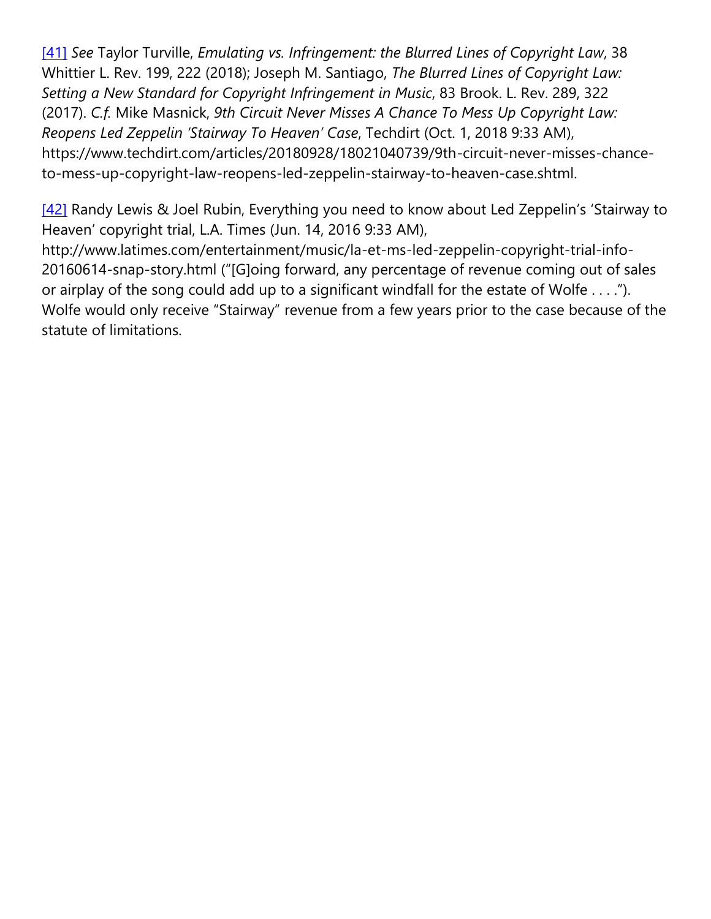[41] *See* Taylor Turville, *Emulating vs. Infringement: the Blurred Lines of Copyright Law*, 38 Whittier L. Rev. 199, 222 (2018); Joseph M. Santiago, *The Blurred Lines of Copyright Law: Setting a New Standard for Copyright Infringement in Music*, 83 Brook. L. Rev. 289, 322 (2017). *C.f.* Mike Masnick, *9th Circuit Never Misses A Chance To Mess Up Copyright Law: Reopens Led Zeppelin 'Stairway To Heaven' Case*, Techdirt (Oct. 1, 2018 9:33 AM), https://www.techdirt.com/articles/20180928/18021040739/9th-circuit-never-misses-chance-to-mess-up-copyright-law-reopens-led-zeppelin-stairway-to-heaven-case.shtml.

[42] Randy Lewis & Joel Rubin, Everything you need to know about Led Zeppelin's 'Stairway to Heaven' copyright trial, L.A. Times (Jun. 14, 2016 9:33 AM), http://www.latimes.com/entertainment/music/la-et-ms-led-zeppelin-copyright-trial-info-20160614-snap-story.html ("[G]oing forward, any percentage of revenue coming out of sales or airplay of the song could add up to a significant windfall for the estate of Wolfe . . . ."). Wolfe would only receive "Stairway" revenue from a few years prior to the case because of the statute of limitations.